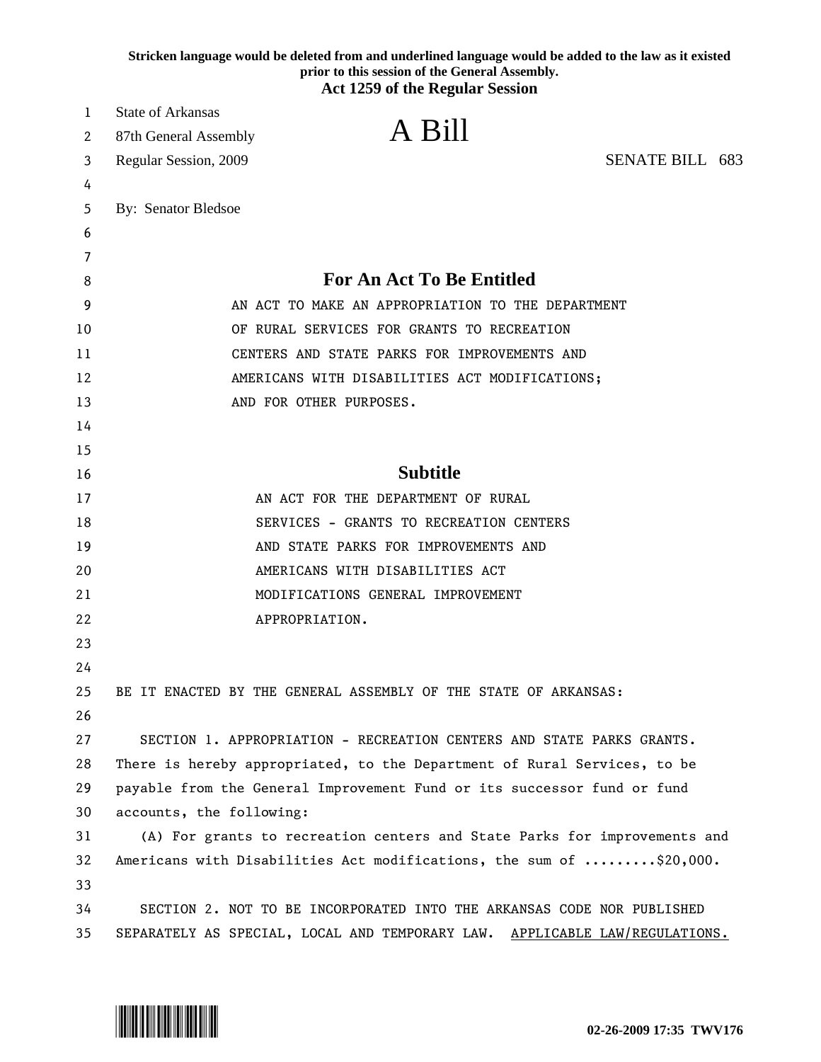**Stricken language would be deleted from and underlined language would be added to the law as it existed prior to this session of the General Assembly.**
**Act 1259 of the Regular Session**

State of Arkansas
87th General Assembly
Regular Session, 2009

# A Bill

SENATE BILL 683

By: Senator Bledsoe

## For An Act To Be Entitled

AN ACT TO MAKE AN APPROPRIATION TO THE DEPARTMENT OF RURAL SERVICES FOR GRANTS TO RECREATION CENTERS AND STATE PARKS FOR IMPROVEMENTS AND AMERICANS WITH DISABILITIES ACT MODIFICATIONS; AND FOR OTHER PURPOSES.

## Subtitle

AN ACT FOR THE DEPARTMENT OF RURAL SERVICES - GRANTS TO RECREATION CENTERS AND STATE PARKS FOR IMPROVEMENTS AND AMERICANS WITH DISABILITIES ACT MODIFICATIONS GENERAL IMPROVEMENT APPROPRIATION.

BE IT ENACTED BY THE GENERAL ASSEMBLY OF THE STATE OF ARKANSAS:

SECTION 1. APPROPRIATION - RECREATION CENTERS AND STATE PARKS GRANTS. There is hereby appropriated, to the Department of Rural Services, to be payable from the General Improvement Fund or its successor fund or fund accounts, the following:

(A) For grants to recreation centers and State Parks for improvements and Americans with Disabilities Act modifications, the sum of .........$20,000.

SECTION 2. NOT TO BE INCORPORATED INTO THE ARKANSAS CODE NOR PUBLISHED SEPARATELY AS SPECIAL, LOCAL AND TEMPORARY LAW. <u>APPLICABLE LAW/REGULATIONS.</u>

02-26-2009 17:35 TWV176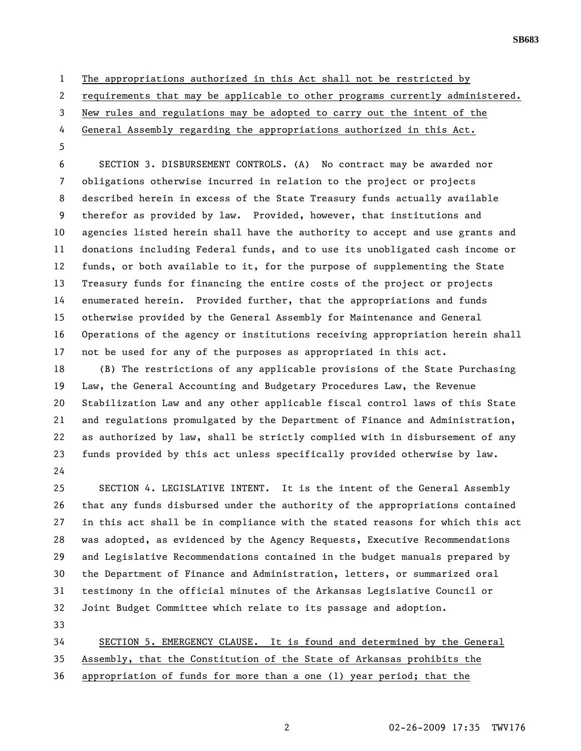The appropriations authorized in this Act shall not be restricted by requirements that may be applicable to other programs currently administered. New rules and regulations may be adopted to carry out the intent of the General Assembly regarding the appropriations authorized in this Act.

SECTION 3. DISBURSEMENT CONTROLS. (A) No contract may be awarded nor obligations otherwise incurred in relation to the project or projects described herein in excess of the State Treasury funds actually available therefor as provided by law. Provided, however, that institutions and agencies listed herein shall have the authority to accept and use grants and donations including Federal funds, and to use its unobligated cash income or funds, or both available to it, for the purpose of supplementing the State Treasury funds for financing the entire costs of the project or projects enumerated herein. Provided further, that the appropriations and funds otherwise provided by the General Assembly for Maintenance and General Operations of the agency or institutions receiving appropriation herein shall not be used for any of the purposes as appropriated in this act.

(B) The restrictions of any applicable provisions of the State Purchasing Law, the General Accounting and Budgetary Procedures Law, the Revenue Stabilization Law and any other applicable fiscal control laws of this State and regulations promulgated by the Department of Finance and Administration, as authorized by law, shall be strictly complied with in disbursement of any funds provided by this act unless specifically provided otherwise by law.

SECTION 4. LEGISLATIVE INTENT. It is the intent of the General Assembly that any funds disbursed under the authority of the appropriations contained in this act shall be in compliance with the stated reasons for which this act was adopted, as evidenced by the Agency Requests, Executive Recommendations and Legislative Recommendations contained in the budget manuals prepared by the Department of Finance and Administration, letters, or summarized oral testimony in the official minutes of the Arkansas Legislative Council or Joint Budget Committee which relate to its passage and adoption.

SECTION 5. EMERGENCY CLAUSE. It is found and determined by the General Assembly, that the Constitution of the State of Arkansas prohibits the appropriation of funds for more than a one (1) year period; that the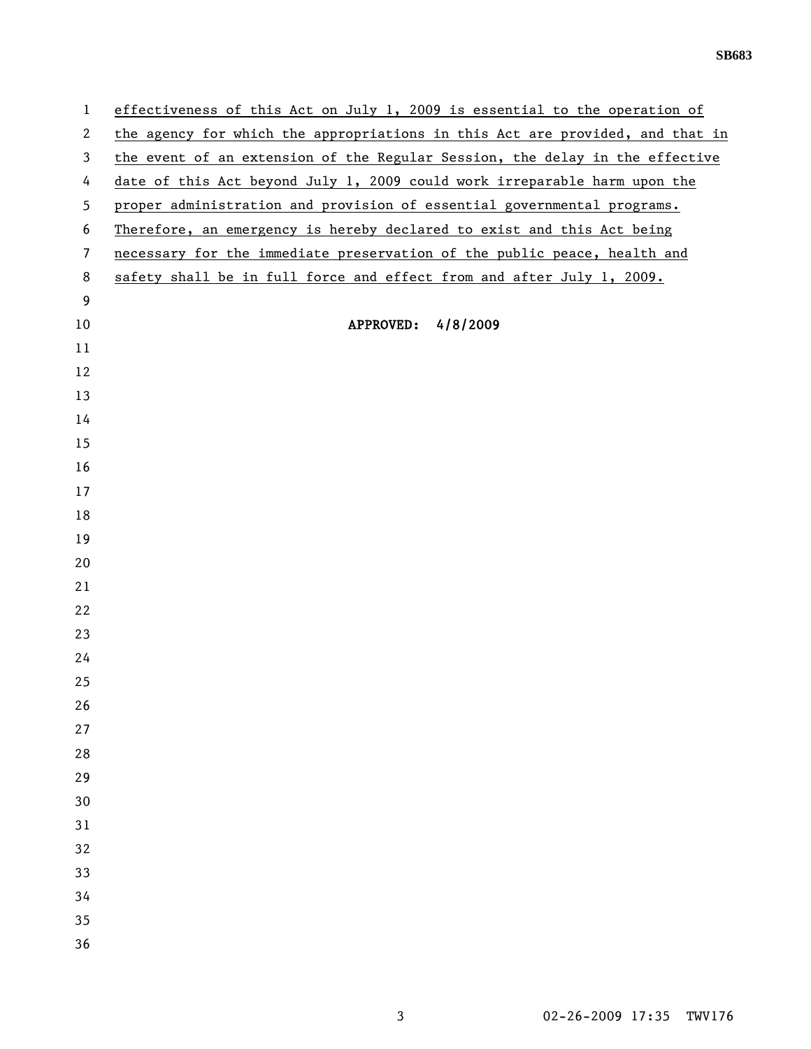effectiveness of this Act on July 1, 2009 is essential to the operation of the agency for which the appropriations in this Act are provided, and that in the event of an extension of the Regular Session, the delay in the effective date of this Act beyond July 1, 2009 could work irreparable harm upon the proper administration and provision of essential governmental programs. Therefore, an emergency is hereby declared to exist and this Act being necessary for the immediate preservation of the public peace, health and safety shall be in full force and effect from and after July 1, 2009.

**APPROVED: 4/8/2009**